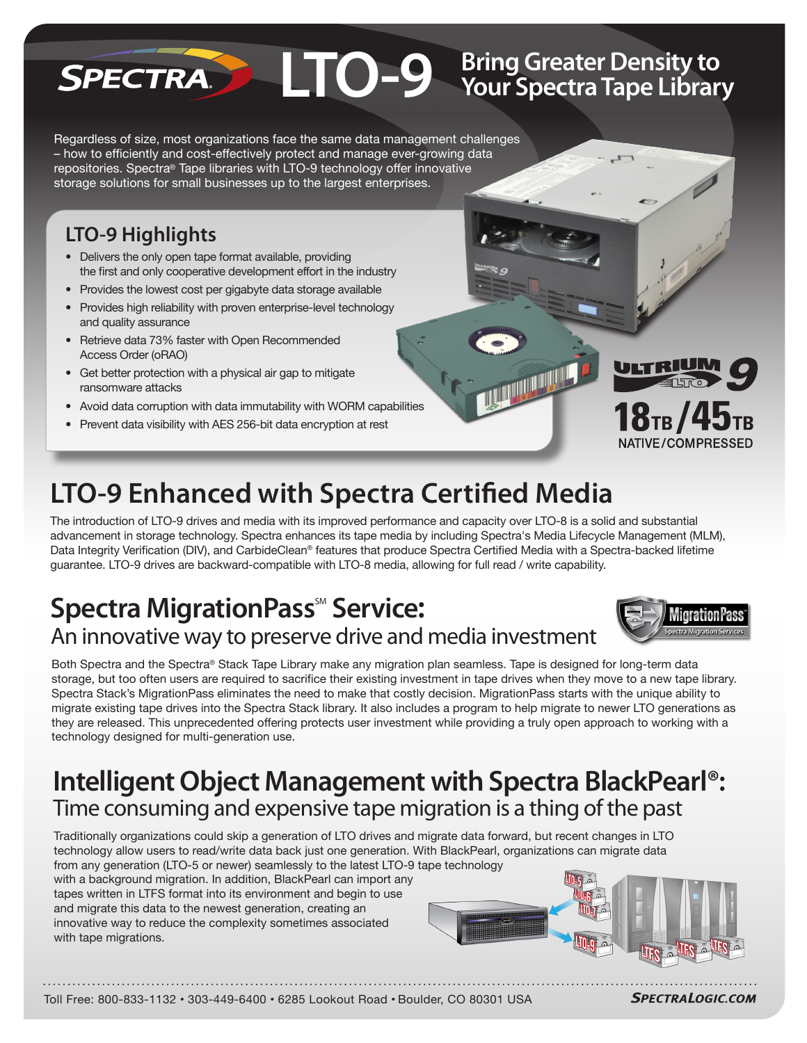# SPECTRA LTO-9 Bring Greater Density to Your Spectra Tape Library

Regardless of size, most organizations face the same data management challenges – how to efficiently and cost-effectively protect and manage ever-growing data repositories. Spectra® Tape libraries with LTO-9 technology offer innovative storage solutions for small businesses up to the largest enterprises.

### LTO-9 Highlights

- Delivers the only open tape format available, providing the first and only cooperative development effort in the industry
- Provides the lowest cost per gigabyte data storage available
- Provides high reliability with proven enterprise-level technology and quality assurance
- Retrieve data 73% faster with Open Recommended Access Order (oRAO)
- Get better protection with a physical air gap to mitigate ransomware attacks
- Avoid data corruption with data immutability with WORM capabilities
- Prevent data visibility with AES 256-bit data encryption at rest

ULTRIUM LTO 9

18TB/45TB NATIVE/COMPRESSED

## LTO-9 Enhanced with Spectra Certified Media

The introduction of LTO-9 drives and media with its improved performance and capacity over LTO-8 is a solid and substantial advancement in storage technology. Spectra enhances its tape media by including Spectra's Media Lifecycle Management (MLM), Data Integrity Verification (DIV), and CarbideClean® features that produce Spectra Certified Media with a Spectra-backed lifetime guarantee. LTO-9 drives are backward-compatible with LTO-8 media, allowing for full read / write capability.

## Spectra MigrationPass℠ Service:

### An innovative way to preserve drive and media investment

Both Spectra and the Spectra® Stack Tape Library make any migration plan seamless. Tape is designed for long-term data storage, but too often users are required to sacrifice their existing investment in tape drives when they move to a new tape library. Spectra Stack's MigrationPass eliminates the need to make that costly decision. MigrationPass starts with the unique ability to migrate existing tape drives into the Spectra Stack library. It also includes a program to help migrate to newer LTO generations as they are released. This unprecedented offering protects user investment while providing a truly open approach to working with a technology designed for multi-generation use.

## Intelligent Object Management with Spectra BlackPearl®:

### Time consuming and expensive tape migration is a thing of the past

Traditionally organizations could skip a generation of LTO drives and migrate data forward, but recent changes in LTO technology allow users to read/write data back just one generation. With BlackPearl, organizations can migrate data from any generation (LTO-5 or newer) seamlessly to the latest LTO-9 tape technology with a background migration. In addition, BlackPearl can import any tapes written in LTFS format into its environment and begin to use and migrate this data to the newest generation, creating an innovative way to reduce the complexity sometimes associated with tape migrations.

Toll Free: 800-833-1132 • 303-449-6400 • 6285 Lookout Road • Boulder, CO 80301 USA SPECTRALOGIC.COM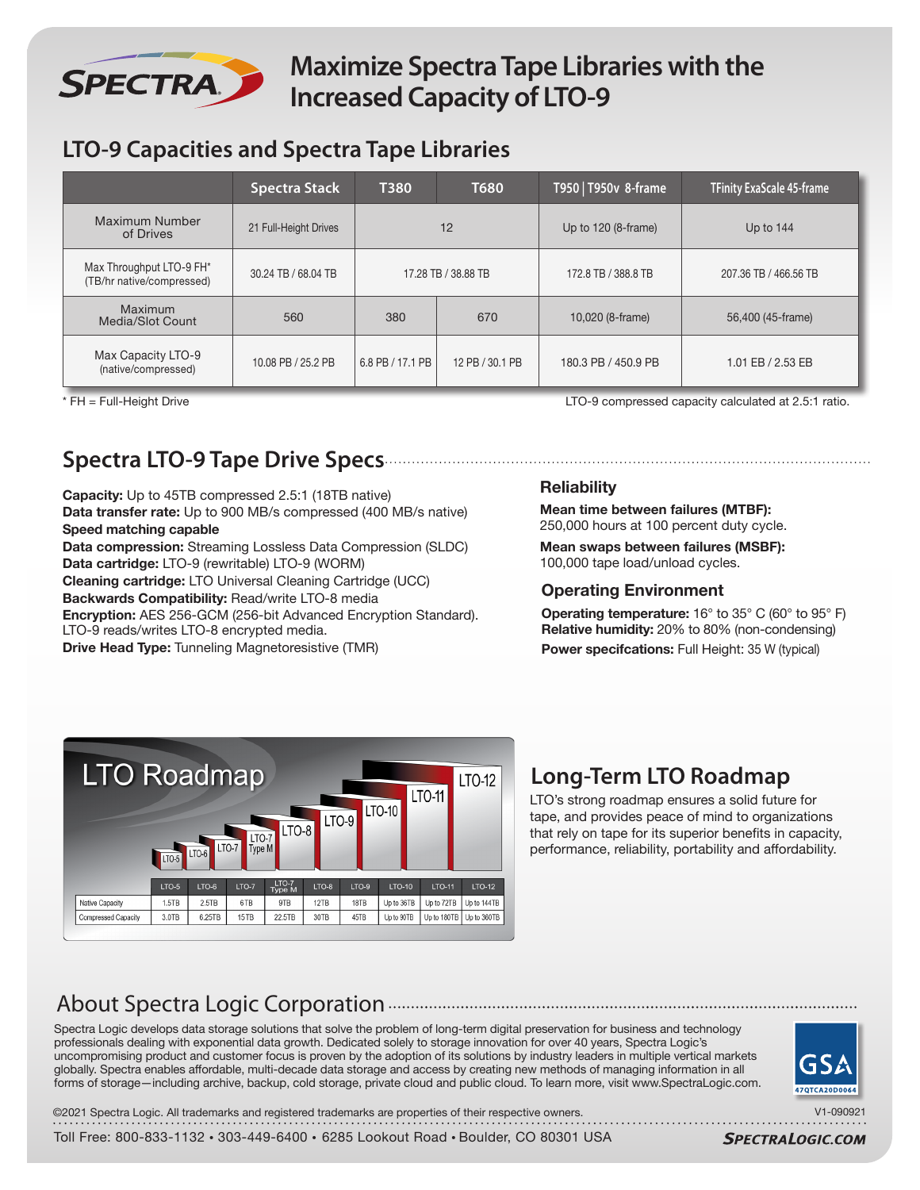# Maximize Spectra Tape Libraries with the Increased Capacity of LTO-9

## LTO-9 Capacities and Spectra Tape Libraries

| | Spectra Stack | T380 | T680 | T950 \| T950v 8-frame | TFinity ExaScale 45-frame |
|---|---|---|---|---|---|
| Maximum Number of Drives | 21 Full-Height Drives | 12 | | Up to 120 (8-frame) | Up to 144 |
| Max Throughput LTO-9 FH* (TB/hr native/compressed) | 30.24 TB / 68.04 TB | 17.28 TB / 38.88 TB | | 172.8 TB / 388.8 TB | 207.36 TB / 466.56 TB |
| Maximum Media/Slot Count | 560 | 380 | 670 | 10,020 (8-frame) | 56,400 (45-frame) |
| Max Capacity LTO-9 (native/compressed) | 10.08 PB / 25.2 PB | 6.8 PB / 17.1 PB | 12 PB / 30.1 PB | 180.3 PB / 450.9 PB | 1.01 EB / 2.53 EB |

\* FH = Full-Height Drive

LTO-9 compressed capacity calculated at 2.5:1 ratio.

## Spectra LTO-9 Tape Drive Specs

**Capacity:** Up to 45TB compressed 2.5:1 (18TB native)
**Data transfer rate:** Up to 900 MB/s compressed (400 MB/s native)
**Speed matching capable**
**Data compression:** Streaming Lossless Data Compression (SLDC)
**Data cartridge:** LTO-9 (rewritable) LTO-9 (WORM)
**Cleaning cartridge:** LTO Universal Cleaning Cartridge (UCC)
**Backwards Compatibility:** Read/write LTO-8 media
**Encryption:** AES 256-GCM (256-bit Advanced Encryption Standard). LTO-9 reads/writes LTO-8 encrypted media.
**Drive Head Type:** Tunneling Magnetoresistive (TMR)

### Reliability

**Mean time between failures (MTBF):** 250,000 hours at 100 percent duty cycle.

**Mean swaps between failures (MSBF):** 100,000 tape load/unload cycles.

### Operating Environment

**Operating temperature:** 16° to 35° C (60° to 95° F)
**Relative humidity:** 20% to 80% (non-condensing)
**Power specifcations:** Full Height: 35 W (typical)

LTO Roadmap

LTO-5 LTO-6 LTO-7 LTO-7 Type M LTO-8 LTO-9 LTO-10 LTO-11 LTO-12

| | LTO-5 | LTO-6 | LTO-7 | LTO-7 Type M | LTO-8 | LTO-9 | LTO-10 | LTO-11 | LTO-12 |
|---|---|---|---|---|---|---|---|---|---|
| Native Capacity | 1.5TB | 2.5TB | 6TB | 9TB | 12TB | 18TB | Up to 36TB | Up to 72TB | Up to 144TB |
| Compressed Capacity | 3.0TB | 6.25TB | 15TB | 22.5TB | 30TB | 45TB | Up to 90TB | Up to 180TB | Up to 360TB |

## Long-Term LTO Roadmap

LTO's strong roadmap ensures a solid future for tape, and provides peace of mind to organizations that rely on tape for its superior benefits in capacity, performance, reliability, portability and affordability.

## About Spectra Logic Corporation

Spectra Logic develops data storage solutions that solve the problem of long-term digital preservation for business and technology professionals dealing with exponential data growth. Dedicated solely to storage innovation for over 40 years, Spectra Logic's uncompromising product and customer focus is proven by the adoption of its solutions by industry leaders in multiple vertical markets globally. Spectra enables affordable, multi-decade data storage and access by creating new methods of managing information in all forms of storage—including archive, backup, cold storage, private cloud and public cloud. To learn more, visit www.SpectraLogic.com.

GSA 47QTCA20D0064

©2021 Spectra Logic. All trademarks and registered trademarks are properties of their respective owners.

V1-090921

Toll Free: 800-833-1132 • 303-449-6400 • 6285 Lookout Road • Boulder, CO 80301 USA

SPECTRALOGIC.COM